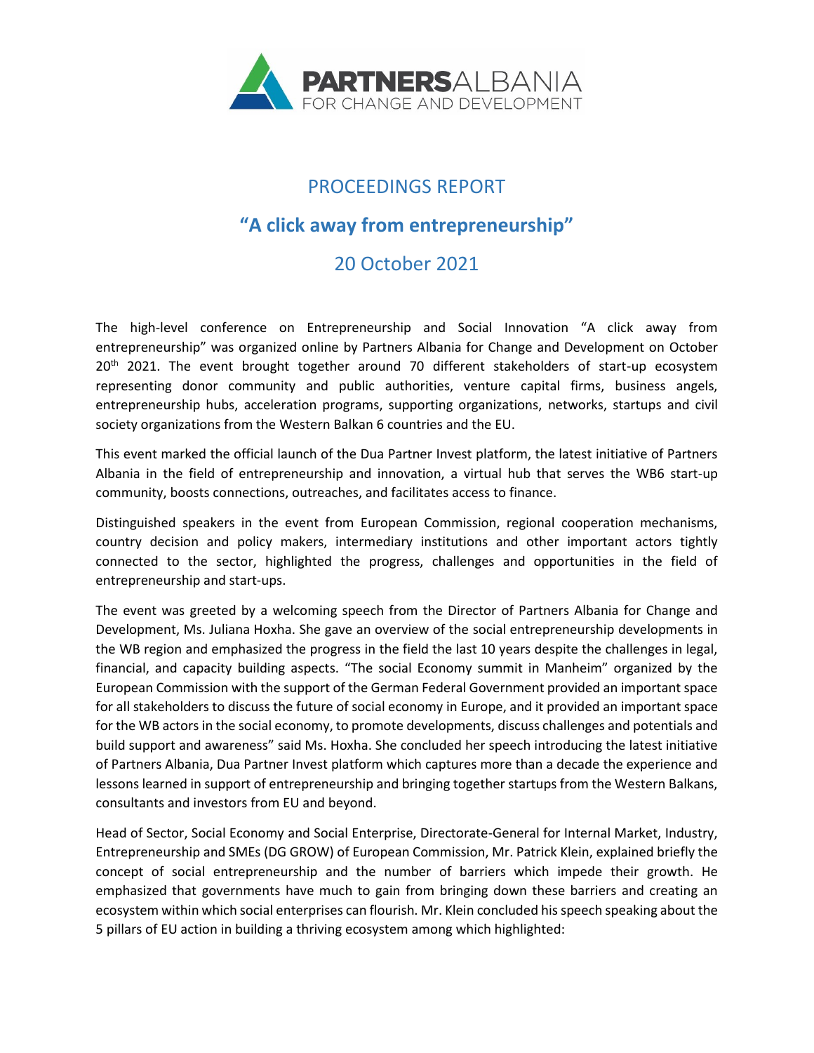# PROCEEDINGS REPORT

## "A click away from entrepreneurship"

## 20 October 2021

The high-level conference on Entrepreneurship and Social Innovation "A click away from entrepreneurship" was organized online by Partners Albania for Change and Development on October 20th 2021. The event brought together around 70 different stakeholders of start-up ecosystem representing donor community and public authorities, venture capital firms, business angels, entrepreneurship hubs, acceleration programs, supporting organizations, networks, startups and civil society organizations from the Western Balkan 6 countries and the EU.

This event marked the official launch of the Dua Partner Invest platform, the latest initiative of Partners Albania in the field of entrepreneurship and innovation, a virtual hub that serves the WB6 start-up community, boosts connections, outreaches, and facilitates access to finance.

Distinguished speakers in the event from European Commission, regional cooperation mechanisms, country decision and policy makers, intermediary institutions and other important actors tightly connected to the sector, highlighted the progress, challenges and opportunities in the field of entrepreneurship and start-ups.

The event was greeted by a welcoming speech from the Director of Partners Albania for Change and Development, Ms. Juliana Hoxha. She gave an overview of the social entrepreneurship developments in the WB region and emphasized the progress in the field the last 10 years despite the challenges in legal, financial, and capacity building aspects. "The social Economy summit in Manheim" organized by the European Commission with the support of the German Federal Government provided an important space for all stakeholders to discuss the future of social economy in Europe, and it provided an important space for the WB actors in the social economy, to promote developments, discuss challenges and potentials and build support and awareness" said Ms. Hoxha. She concluded her speech introducing the latest initiative of Partners Albania, Dua Partner Invest platform which captures more than a decade the experience and lessons learned in support of entrepreneurship and bringing together startups from the Western Balkans, consultants and investors from EU and beyond.

Head of Sector, Social Economy and Social Enterprise, Directorate-General for Internal Market, Industry, Entrepreneurship and SMEs (DG GROW) of European Commission, Mr. Patrick Klein, explained briefly the concept of social entrepreneurship and the number of barriers which impede their growth. He emphasized that governments have much to gain from bringing down these barriers and creating an ecosystem within which social enterprises can flourish. Mr. Klein concluded his speech speaking about the 5 pillars of EU action in building a thriving ecosystem among which highlighted: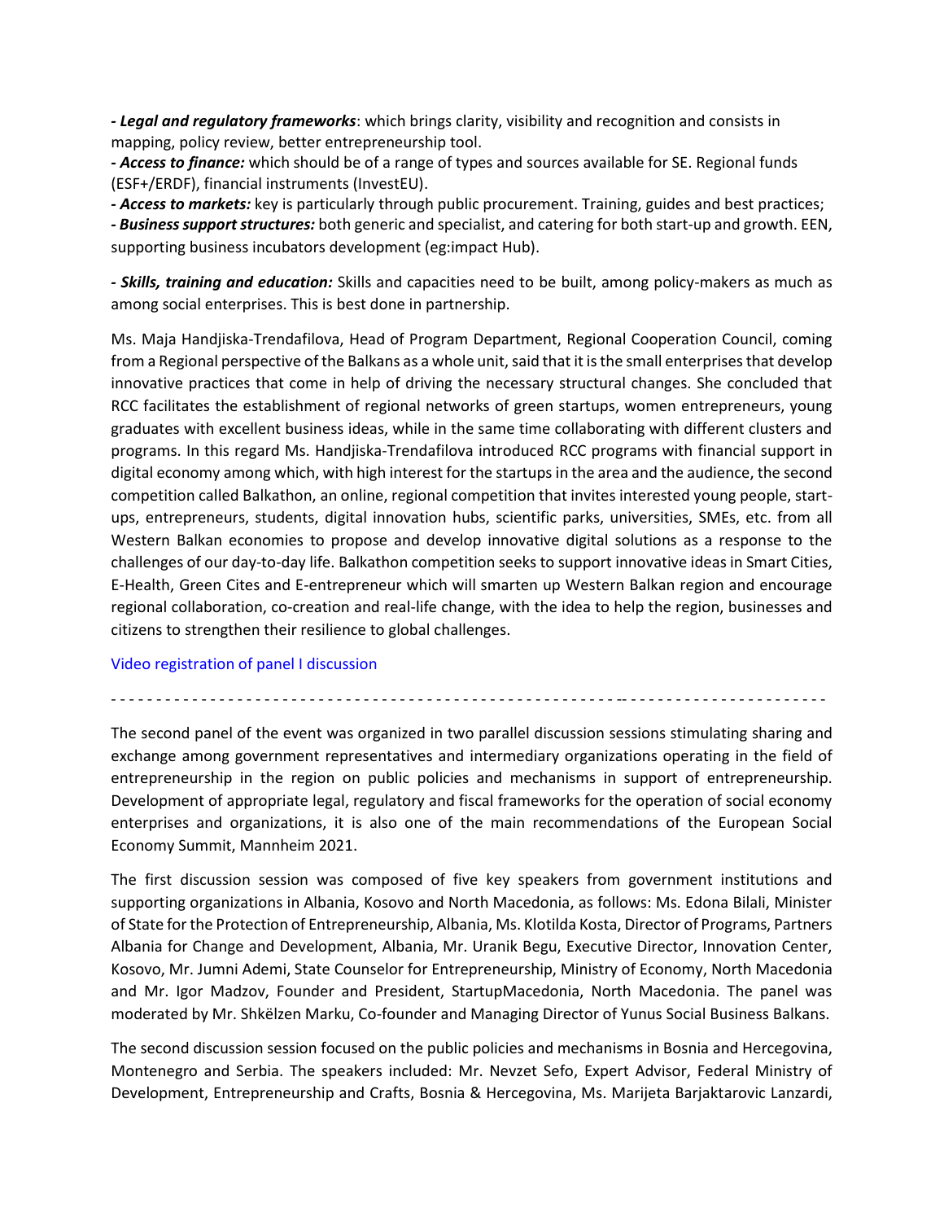***- Legal and regulatory frameworks***: which brings clarity, visibility and recognition and consists in mapping, policy review, better entrepreneurship tool.

***- Access to finance:*** which should be of a range of types and sources available for SE. Regional funds (ESF+/ERDF), financial instruments (InvestEU).

***- Access to markets:*** key is particularly through public procurement. Training, guides and best practices;

***- Business support structures:*** both generic and specialist, and catering for both start-up and growth. EEN, supporting business incubators development (eg:impact Hub).

***- Skills, training and education:*** Skills and capacities need to be built, among policy-makers as much as among social enterprises. This is best done in partnership.

Ms. Maja Handjiska-Trendafilova, Head of Program Department, Regional Cooperation Council, coming from a Regional perspective of the Balkans as a whole unit, said that it is the small enterprises that develop innovative practices that come in help of driving the necessary structural changes. She concluded that RCC facilitates the establishment of regional networks of green startups, women entrepreneurs, young graduates with excellent business ideas, while in the same time collaborating with different clusters and programs. In this regard Ms. Handjiska-Trendafilova introduced RCC programs with financial support in digital economy among which, with high interest for the startups in the area and the audience, the second competition called Balkathon, an online, regional competition that invites interested young people, start-ups, entrepreneurs, students, digital innovation hubs, scientific parks, universities, SMEs, etc. from all Western Balkan economies to propose and develop innovative digital solutions as a response to the challenges of our day-to-day life. Balkathon competition seeks to support innovative ideas in Smart Cities, E-Health, Green Cites and E-entrepreneur which will smarten up Western Balkan region and encourage regional collaboration, co-creation and real-life change, with the idea to help the region, businesses and citizens to strengthen their resilience to global challenges.

Video registration of panel I discussion

- - - - - - - - - - - - - - - - - - - - - - - - - - - - - - - - - - - - - - - - - - - - - - - - - - - - - - - - - - - - - - - - - - - - - - - - - - - - - -

The second panel of the event was organized in two parallel discussion sessions stimulating sharing and exchange among government representatives and intermediary organizations operating in the field of entrepreneurship in the region on public policies and mechanisms in support of entrepreneurship. Development of appropriate legal, regulatory and fiscal frameworks for the operation of social economy enterprises and organizations, it is also one of the main recommendations of the European Social Economy Summit, Mannheim 2021.

The first discussion session was composed of five key speakers from government institutions and supporting organizations in Albania, Kosovo and North Macedonia, as follows: Ms. Edona Bilali, Minister of State for the Protection of Entrepreneurship, Albania, Ms. Klotilda Kosta, Director of Programs, Partners Albania for Change and Development, Albania, Mr. Uranik Begu, Executive Director, Innovation Center, Kosovo, Mr. Jumni Ademi, State Counselor for Entrepreneurship, Ministry of Economy, North Macedonia and Mr. Igor Madzov, Founder and President, StartupMacedonia, North Macedonia. The panel was moderated by Mr. Shkëlzen Marku, Co-founder and Managing Director of Yunus Social Business Balkans.

The second discussion session focused on the public policies and mechanisms in Bosnia and Hercegovina, Montenegro and Serbia. The speakers included: Mr. Nevzet Sefo, Expert Advisor, Federal Ministry of Development, Entrepreneurship and Crafts, Bosnia & Hercegovina, Ms. Marijeta Barjaktarovic Lanzardi,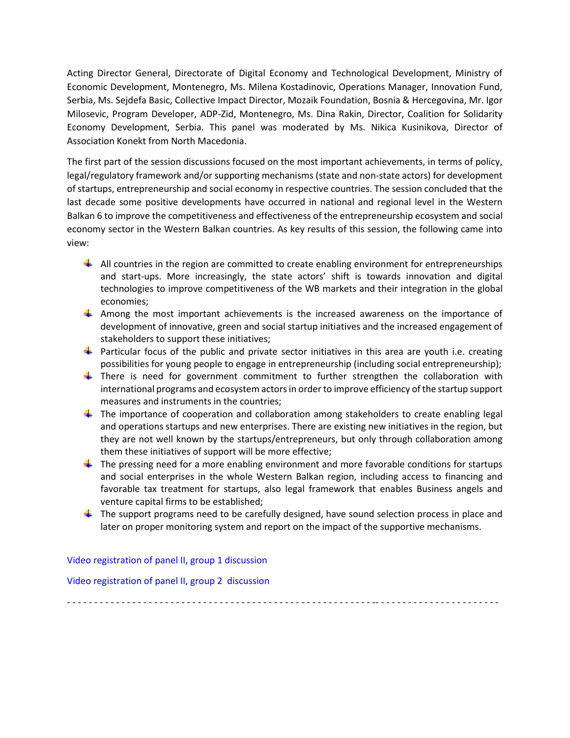Acting Director General, Directorate of Digital Economy and Technological Development, Ministry of Economic Development, Montenegro, Ms. Milena Kostadinovic, Operations Manager, Innovation Fund, Serbia, Ms. Sejdefa Basic, Collective Impact Director, Mozaik Foundation, Bosnia & Hercegovina, Mr. Igor Milosevic, Program Developer, ADP-Zid, Montenegro, Ms. Dina Rakin, Director, Coalition for Solidarity Economy Development, Serbia. This panel was moderated by Ms. Nikica Kusinikova, Director of Association Konekt from North Macedonia.

The first part of the session discussions focused on the most important achievements, in terms of policy, legal/regulatory framework and/or supporting mechanisms (state and non-state actors) for development of startups, entrepreneurship and social economy in respective countries. The session concluded that the last decade some positive developments have occurred in national and regional level in the Western Balkan 6 to improve the competitiveness and effectiveness of the entrepreneurship ecosystem and social economy sector in the Western Balkan countries. As key results of this session, the following came into view:

- All countries in the region are committed to create enabling environment for entrepreneurships and start-ups. More increasingly, the state actors' shift is towards innovation and digital technologies to improve competitiveness of the WB markets and their integration in the global economies;
- Among the most important achievements is the increased awareness on the importance of development of innovative, green and social startup initiatives and the increased engagement of stakeholders to support these initiatives;
- Particular focus of the public and private sector initiatives in this area are youth i.e. creating possibilities for young people to engage in entrepreneurship (including social entrepreneurship);
- There is need for government commitment to further strengthen the collaboration with international programs and ecosystem actors in order to improve efficiency of the startup support measures and instruments in the countries;
- The importance of cooperation and collaboration among stakeholders to create enabling legal and operations startups and new enterprises. There are existing new initiatives in the region, but they are not well known by the startups/entrepreneurs, but only through collaboration among them these initiatives of support will be more effective;
- The pressing need for a more enabling environment and more favorable conditions for startups and social enterprises in the whole Western Balkan region, including access to financing and favorable tax treatment for startups, also legal framework that enables Business angels and venture capital firms to be established;
- The support programs need to be carefully designed, have sound selection process in place and later on proper monitoring system and report on the impact of the supportive mechanisms.

Video registration of panel II, group 1 discussion

Video registration of panel II, group 2 discussion

---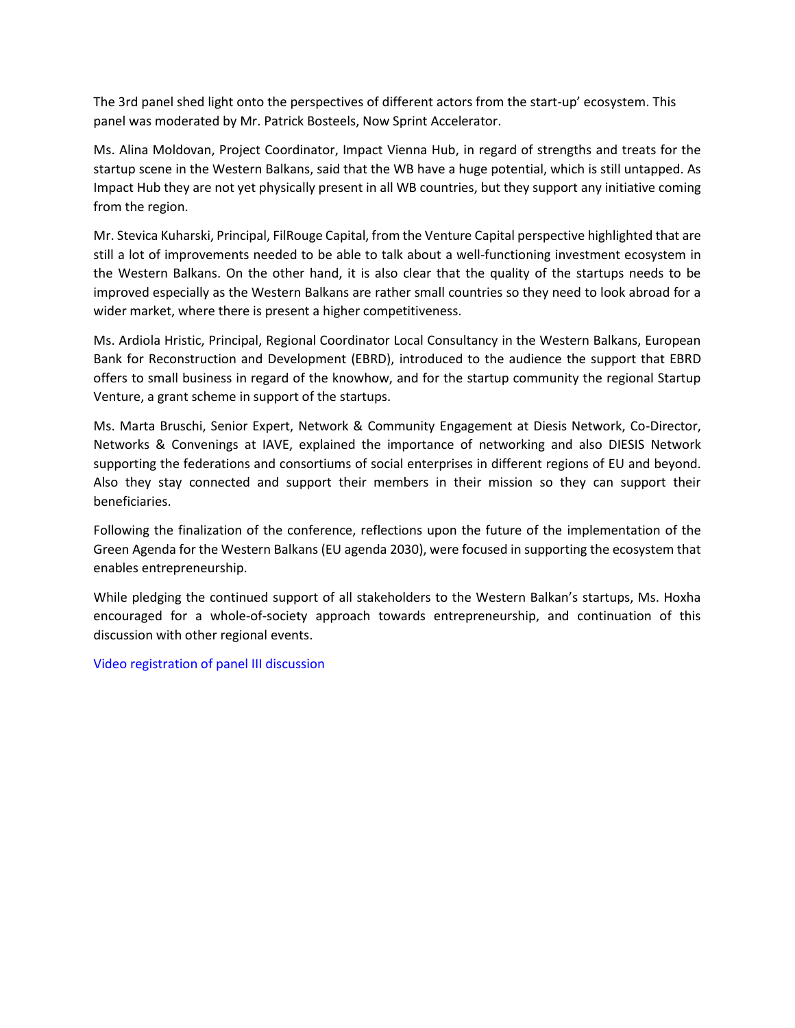The 3rd panel shed light onto the perspectives of different actors from the start-up' ecosystem. This panel was moderated by Mr. Patrick Bosteels, Now Sprint Accelerator.

Ms. Alina Moldovan, Project Coordinator, Impact Vienna Hub, in regard of strengths and treats for the startup scene in the Western Balkans, said that the WB have a huge potential, which is still untapped. As Impact Hub they are not yet physically present in all WB countries, but they support any initiative coming from the region.

Mr. Stevica Kuharski, Principal, FilRouge Capital, from the Venture Capital perspective highlighted that are still a lot of improvements needed to be able to talk about a well-functioning investment ecosystem in the Western Balkans. On the other hand, it is also clear that the quality of the startups needs to be improved especially as the Western Balkans are rather small countries so they need to look abroad for a wider market, where there is present a higher competitiveness.

Ms. Ardiola Hristic, Principal, Regional Coordinator Local Consultancy in the Western Balkans, European Bank for Reconstruction and Development (EBRD), introduced to the audience the support that EBRD offers to small business in regard of the knowhow, and for the startup community the regional Startup Venture, a grant scheme in support of the startups.

Ms. Marta Bruschi, Senior Expert, Network & Community Engagement at Diesis Network, Co-Director, Networks & Convenings at IAVE, explained the importance of networking and also DIESIS Network supporting the federations and consortiums of social enterprises in different regions of EU and beyond. Also they stay connected and support their members in their mission so they can support their beneficiaries.

Following the finalization of the conference, reflections upon the future of the implementation of the Green Agenda for the Western Balkans (EU agenda 2030), were focused in supporting the ecosystem that enables entrepreneurship.

While pledging the continued support of all stakeholders to the Western Balkan's startups, Ms. Hoxha encouraged for a whole-of-society approach towards entrepreneurship, and continuation of this discussion with other regional events.

Video registration of panel III discussion